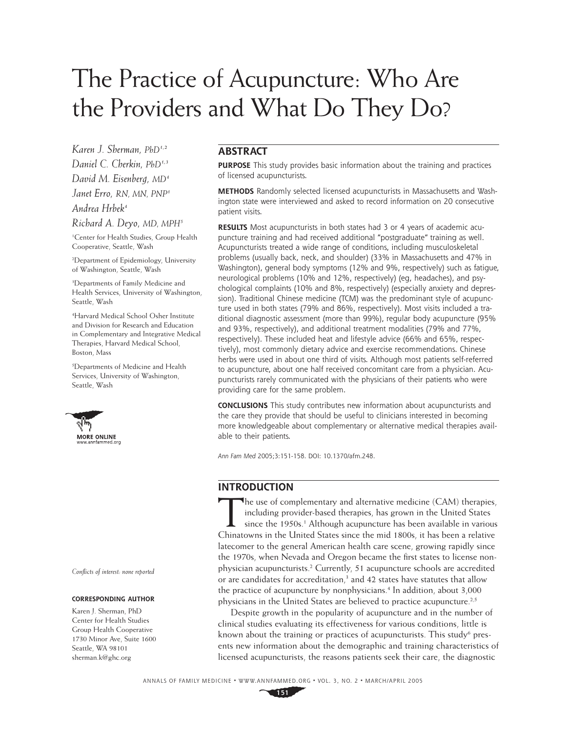# The Practice of Acupuncture: Who Are the Providers and What Do They Do?

*Karen J. Sherman, PhD*[1,2]
*Daniel C. Cherkin, PhD*[1,3]
*David M. Eisenberg, MD*[4]
*Janet Erro, RN, MN, PNP*[1]
*Andrea Hrbek*[4]
*Richard A. Deyo, MD, MPH*[5]

[1]Center for Health Studies, Group Health Cooperative, Seattle, Wash

[2]Department of Epidemiology, University of Washington, Seattle, Wash

[3]Departments of Family Medicine and Health Services, University of Washington, Seattle, Wash

[4]Harvard Medical School Osher Institute and Division for Research and Education in Complementary and Integrative Medical Therapies, Harvard Medical School, Boston, Mass

[5]Departments of Medicine and Health Services, University of Washington, Seattle, Wash

MORE ONLINE
www.annfammed.org

*Conflicts of interest: none reported*

**CORRESPONDING AUTHOR**

Karen J. Sherman, PhD
Center for Health Studies
Group Health Cooperative
1730 Minor Ave, Suite 1600
Seattle, WA 98101
sherman.k@ghc.org

## ABSTRACT

**PURPOSE** This study provides basic information about the training and practices of licensed acupuncturists.

**METHODS** Randomly selected licensed acupuncturists in Massachusetts and Washington state were interviewed and asked to record information on 20 consecutive patient visits.

**RESULTS** Most acupuncturists in both states had 3 or 4 years of academic acupuncture training and had received additional "postgraduate" training as well. Acupuncturists treated a wide range of conditions, including musculoskeletal problems (usually back, neck, and shoulder) (33% in Massachusetts and 47% in Washington), general body symptoms (12% and 9%, respectively) such as fatigue, neurological problems (10% and 12%, respectively) (eg, headaches), and psychological complaints (10% and 8%, respectively) (especially anxiety and depression). Traditional Chinese medicine (TCM) was the predominant style of acupuncture used in both states (79% and 86%, respectively). Most visits included a traditional diagnostic assessment (more than 99%), regular body acupuncture (95% and 93%, respectively), and additional treatment modalities (79% and 77%, respectively). These included heat and lifestyle advice (66% and 65%, respectively), most commonly dietary advice and exercise recommendations. Chinese herbs were used in about one third of visits. Although most patients self-referred to acupuncture, about one half received concomitant care from a physician. Acupuncturists rarely communicated with the physicians of their patients who were providing care for the same problem.

**CONCLUSIONS** This study contributes new information about acupuncturists and the care they provide that should be useful to clinicians interested in becoming more knowledgeable about complementary or alternative medical therapies available to their patients.

*Ann Fam Med* 2005;3:151-158. DOI: 10.1370/afm.248.

## INTRODUCTION

The use of complementary and alternative medicine (CAM) therapies, including provider-based therapies, has grown in the United States since the 1950s.[1] Although acupuncture has been available in various Chinatowns in the United States since the mid 1800s, it has been a relative latecomer to the general American health care scene, growing rapidly since the 1970s, when Nevada and Oregon became the first states to license nonphysician acupuncturists.[2] Currently, 51 acupuncture schools are accredited or are candidates for accreditation,[3] and 42 states have statutes that allow the practice of acupuncture by nonphysicians.[4] In addition, about 3,000 physicians in the United States are believed to practice acupuncture.[2,5]

Despite growth in the popularity of acupuncture and in the number of clinical studies evaluating its effectiveness for various conditions, little is known about the training or practices of acupuncturists. This study[6] presents new information about the demographic and training characteristics of licensed acupuncturists, the reasons patients seek their care, the diagnostic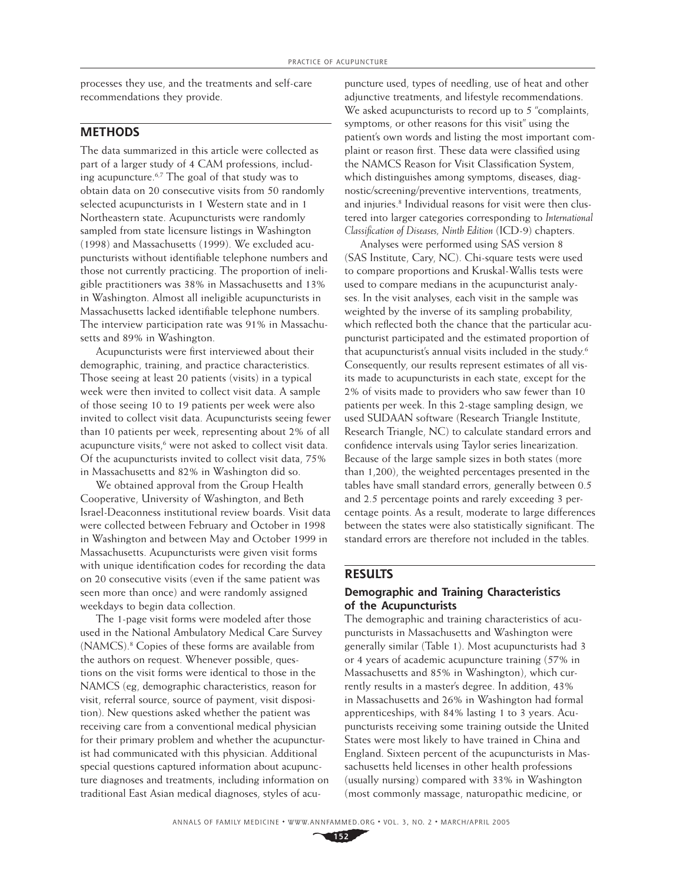processes they use, and the treatments and self-care recommendations they provide.

## METHODS

The data summarized in this article were collected as part of a larger study of 4 CAM professions, including acupuncture.[6,7] The goal of that study was to obtain data on 20 consecutive visits from 50 randomly selected acupuncturists in 1 Western state and in 1 Northeastern state. Acupuncturists were randomly sampled from state licensure listings in Washington (1998) and Massachusetts (1999). We excluded acupuncturists without identifiable telephone numbers and those not currently practicing. The proportion of ineligible practitioners was 38% in Massachusetts and 13% in Washington. Almost all ineligible acupuncturists in Massachusetts lacked identifiable telephone numbers. The interview participation rate was 91% in Massachusetts and 89% in Washington.

Acupuncturists were first interviewed about their demographic, training, and practice characteristics. Those seeing at least 20 patients (visits) in a typical week were then invited to collect visit data. A sample of those seeing 10 to 19 patients per week were also invited to collect visit data. Acupuncturists seeing fewer than 10 patients per week, representing about 2% of all acupuncture visits,[6] were not asked to collect visit data. Of the acupuncturists invited to collect visit data, 75% in Massachusetts and 82% in Washington did so.

We obtained approval from the Group Health Cooperative, University of Washington, and Beth Israel-Deaconness institutional review boards. Visit data were collected between February and October in 1998 in Washington and between May and October 1999 in Massachusetts. Acupuncturists were given visit forms with unique identification codes for recording the data on 20 consecutive visits (even if the same patient was seen more than once) and were randomly assigned weekdays to begin data collection.

The 1-page visit forms were modeled after those used in the National Ambulatory Medical Care Survey (NAMCS).[8] Copies of these forms are available from the authors on request. Whenever possible, questions on the visit forms were identical to those in the NAMCS (eg, demographic characteristics, reason for visit, referral source, source of payment, visit disposition). New questions asked whether the patient was receiving care from a conventional medical physician for their primary problem and whether the acupuncturist had communicated with this physician. Additional special questions captured information about acupuncture diagnoses and treatments, including information on traditional East Asian medical diagnoses, styles of acupuncture used, types of needling, use of heat and other adjunctive treatments, and lifestyle recommendations. We asked acupuncturists to record up to 5 "complaints, symptoms, or other reasons for this visit" using the patient's own words and listing the most important complaint or reason first. These data were classified using the NAMCS Reason for Visit Classification System, which distinguishes among symptoms, diseases, diagnostic/screening/preventive interventions, treatments, and injuries.[8] Individual reasons for visit were then clustered into larger categories corresponding to *International Classification of Diseases, Ninth Edition* (ICD-9) chapters.

Analyses were performed using SAS version 8 (SAS Institute, Cary, NC). Chi-square tests were used to compare proportions and Kruskal-Wallis tests were used to compare medians in the acupuncturist analyses. In the visit analyses, each visit in the sample was weighted by the inverse of its sampling probability, which reflected both the chance that the particular acupuncturist participated and the estimated proportion of that acupuncturist's annual visits included in the study.[6] Consequently, our results represent estimates of all visits made to acupuncturists in each state, except for the 2% of visits made to providers who saw fewer than 10 patients per week. In this 2-stage sampling design, we used SUDAAN software (Research Triangle Institute, Research Triangle, NC) to calculate standard errors and confidence intervals using Taylor series linearization. Because of the large sample sizes in both states (more than 1,200), the weighted percentages presented in the tables have small standard errors, generally between 0.5 and 2.5 percentage points and rarely exceeding 3 percentage points. As a result, moderate to large differences between the states were also statistically significant. The standard errors are therefore not included in the tables.

## RESULTS

### Demographic and Training Characteristics of the Acupuncturists

The demographic and training characteristics of acupuncturists in Massachusetts and Washington were generally similar (Table 1). Most acupuncturists had 3 or 4 years of academic acupuncture training (57% in Massachusetts and 85% in Washington), which currently results in a master's degree. In addition, 43% in Massachusetts and 26% in Washington had formal apprenticeships, with 84% lasting 1 to 3 years. Acupuncturists receiving some training outside the United States were most likely to have trained in China and England. Sixteen percent of the acupuncturists in Massachusetts held licenses in other health professions (usually nursing) compared with 33% in Washington (most commonly massage, naturopathic medicine, or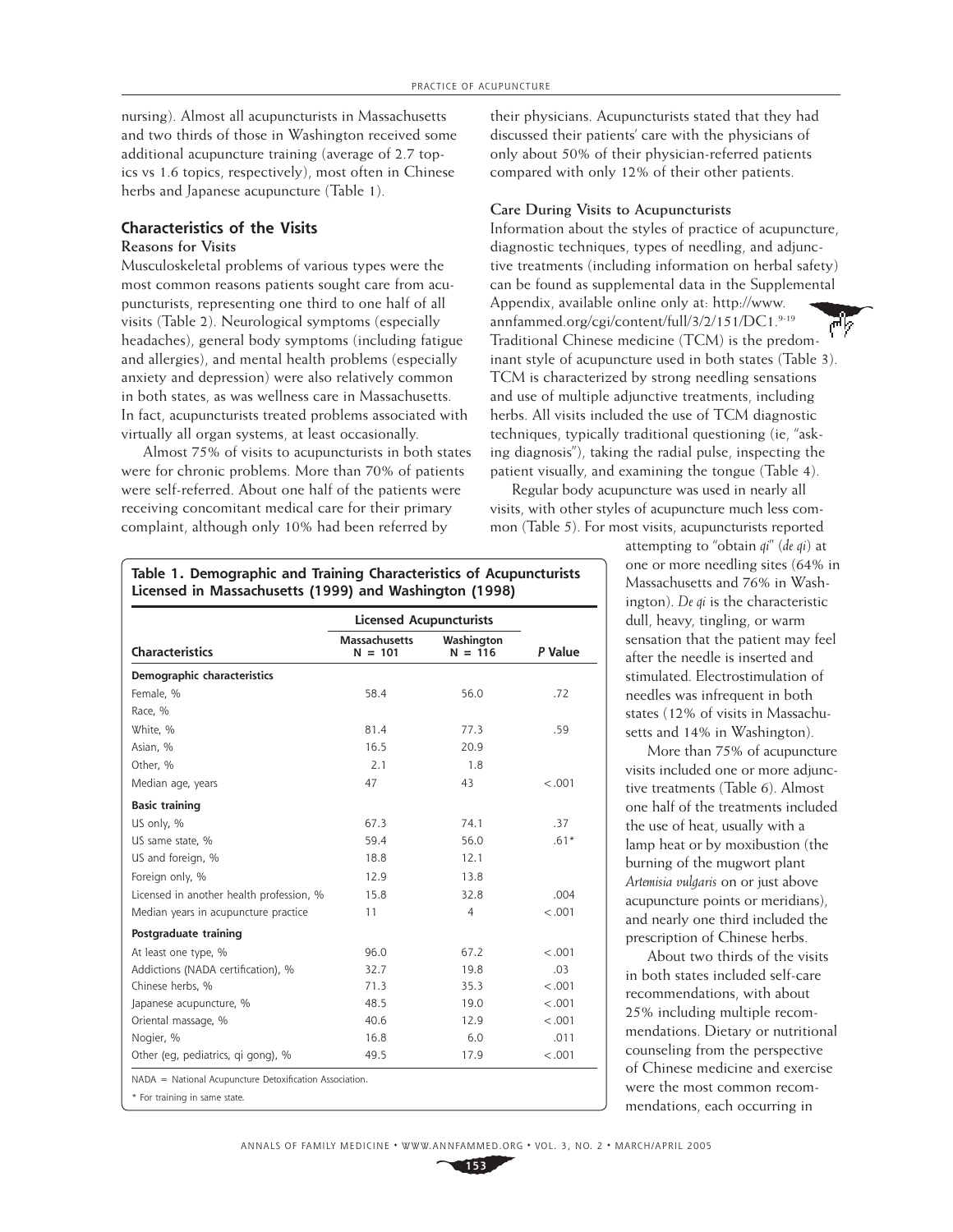nursing). Almost all acupuncturists in Massachusetts and two thirds of those in Washington received some additional acupuncture training (average of 2.7 topics vs 1.6 topics, respectively), most often in Chinese herbs and Japanese acupuncture (Table 1).

## Characteristics of the Visits

### Reasons for Visits

Musculoskeletal problems of various types were the most common reasons patients sought care from acupuncturists, representing one third to one half of all visits (Table 2). Neurological symptoms (especially headaches), general body symptoms (including fatigue and allergies), and mental health problems (especially anxiety and depression) were also relatively common in both states, as was wellness care in Massachusetts. In fact, acupuncturists treated problems associated with virtually all organ systems, at least occasionally.

Almost 75% of visits to acupuncturists in both states were for chronic problems. More than 70% of patients were self-referred. About one half of the patients were receiving concomitant medical care for their primary complaint, although only 10% had been referred by their physicians. Acupuncturists stated that they had discussed their patients' care with the physicians of only about 50% of their physician-referred patients compared with only 12% of their other patients.

### Care During Visits to Acupuncturists

Information about the styles of practice of acupuncture, diagnostic techniques, types of needling, and adjunctive treatments (including information on herbal safety) can be found as supplemental data in the Supplemental Appendix, available online only at: http://www.annfammed.org/cgi/content/full/3/2/151/DC1.[9-19] Traditional Chinese medicine (TCM) is the predominant style of acupuncture used in both states (Table 3). TCM is characterized by strong needling sensations and use of multiple adjunctive treatments, including herbs. All visits included the use of TCM diagnostic techniques, typically traditional questioning (ie, "asking diagnosis"), taking the radial pulse, inspecting the patient visually, and examining the tongue (Table 4).

Regular body acupuncture was used in nearly all visits, with other styles of acupuncture much less common (Table 5). For most visits, acupuncturists reported attempting to "obtain *qi*" (*de qi*) at one or more needling sites (64% in Massachusetts and 76% in Washington). *De qi* is the characteristic dull, heavy, tingling, or warm sensation that the patient may feel after the needle is inserted and stimulated. Electrostimulation of needles was infrequent in both states (12% of visits in Massachusetts and 14% in Washington).

More than 75% of acupuncture visits included one or more adjunctive treatments (Table 6). Almost one half of the treatments included the use of heat, usually with a lamp heat or by moxibustion (the burning of the mugwort plant *Artemisia vulgaris* on or just above acupuncture points or meridians), and nearly one third included the prescription of Chinese herbs.

About two thirds of the visits in both states included self-care recommendations, with about 25% including multiple recommendations. Dietary or nutritional counseling from the perspective of Chinese medicine and exercise were the most common recommendations, each occurring in

**Table 1. Demographic and Training Characteristics of Acupuncturists Licensed in Massachusetts (1999) and Washington (1998)**

| | Licensed Acupuncturists | | |
|---|---|---|---|
| **Characteristics** | **Massachusetts N = 101** | **Washington N = 116** | ***P* Value** |
| **Demographic characteristics** | | | |
| Female, % | 58.4 | 56.0 | .72 |
| Race, % | | | |
| White, % | 81.4 | 77.3 | .59 |
| Asian, % | 16.5 | 20.9 | |
| Other, % | 2.1 | 1.8 | |
| Median age, years | 47 | 43 | <.001 |
| **Basic training** | | | |
| US only, % | 67.3 | 74.1 | .37 |
| US same state, % | 59.4 | 56.0 | .61* |
| US and foreign, % | 18.8 | 12.1 | |
| Foreign only, % | 12.9 | 13.8 | |
| Licensed in another health profession, % | 15.8 | 32.8 | .004 |
| Median years in acupuncture practice | 11 | 4 | <.001 |
| **Postgraduate training** | | | |
| At least one type, % | 96.0 | 67.2 | <.001 |
| Addictions (NADA certification), % | 32.7 | 19.8 | .03 |
| Chinese herbs, % | 71.3 | 35.3 | <.001 |
| Japanese acupuncture, % | 48.5 | 19.0 | <.001 |
| Oriental massage, % | 40.6 | 12.9 | <.001 |
| Nogier, % | 16.8 | 6.0 | .011 |
| Other (eg, pediatrics, qi gong), % | 49.5 | 17.9 | <.001 |

NADA = National Acupuncture Detoxification Association.

* For training in same state.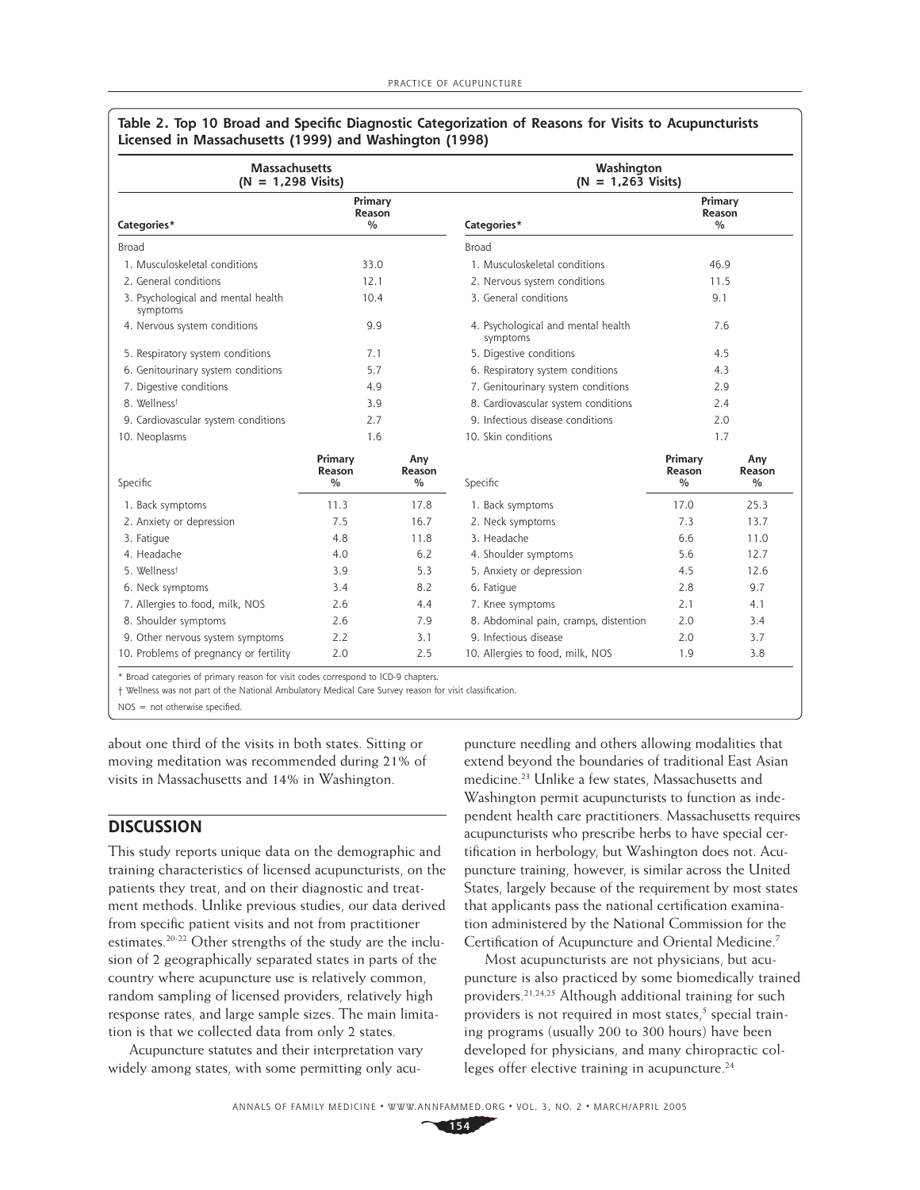**Table 2. Top 10 Broad and Specific Diagnostic Categorization of Reasons for Visits to Acupuncturists Licensed in Massachusetts (1999) and Washington (1998)**

| Massachusetts (N = 1,298 Visits) | | | Washington (N = 1,263 Visits) | | |
|---|---|---|---|---|---|
| Categories* | Primary Reason % | | Categories* | Primary Reason % | |
| Broad | | | Broad | | |
| 1. Musculoskeletal conditions | 33.0 | | 1. Musculoskeletal conditions | 46.9 | |
| 2. General conditions | 12.1 | | 2. Nervous system conditions | 11.5 | |
| 3. Psychological and mental health symptoms | 10.4 | | 3. General conditions | 9.1 | |
| 4. Nervous system conditions | 9.9 | | 4. Psychological and mental health symptoms | 7.6 | |
| 5. Respiratory system conditions | 7.1 | | 5. Digestive conditions | 4.5 | |
| 6. Genitourinary system conditions | 5.7 | | 6. Respiratory system conditions | 4.3 | |
| 7. Digestive conditions | 4.9 | | 7. Genitourinary system conditions | 2.9 | |
| 8. Wellness† | 3.9 | | 8. Cardiovascular system conditions | 2.4 | |
| 9. Cardiovascular system conditions | 2.7 | | 9. Infectious disease conditions | 2.0 | |
| 10. Neoplasms | 1.6 | | 10. Skin conditions | 1.7 | |
| Specific | Primary Reason % | Any Reason % | Specific | Primary Reason % | Any Reason % |
| 1. Back symptoms | 11.3 | 17.8 | 1. Back symptoms | 17.0 | 25.3 |
| 2. Anxiety or depression | 7.5 | 16.7 | 2. Neck symptoms | 7.3 | 13.7 |
| 3. Fatigue | 4.8 | 11.8 | 3. Headache | 6.6 | 11.0 |
| 4. Headache | 4.0 | 6.2 | 4. Shoulder symptoms | 5.6 | 12.7 |
| 5. Wellness† | 3.9 | 5.3 | 5. Anxiety or depression | 4.5 | 12.6 |
| 6. Neck symptoms | 3.4 | 8.2 | 6. Fatigue | 2.8 | 9.7 |
| 7. Allergies to food, milk, NOS | 2.6 | 4.4 | 7. Knee symptoms | 2.1 | 4.1 |
| 8. Shoulder symptoms | 2.6 | 7.9 | 8. Abdominal pain, cramps, distention | 2.0 | 3.4 |
| 9. Other nervous system symptoms | 2.2 | 3.1 | 9. Infectious disease | 2.0 | 3.7 |
| 10. Problems of pregnancy or fertility | 2.0 | 2.5 | 10. Allergies to food, milk, NOS | 1.9 | 3.8 |

\* Broad categories of primary reason for visit codes correspond to ICD-9 chapters.

† Wellness was not part of the National Ambulatory Medical Care Survey reason for visit classification.

NOS = not otherwise specified.

about one third of the visits in both states. Sitting or moving meditation was recommended during 21% of visits in Massachusetts and 14% in Washington.

## DISCUSSION

This study reports unique data on the demographic and training characteristics of licensed acupuncturists, on the patients they treat, and on their diagnostic and treatment methods. Unlike previous studies, our data derived from specific patient visits and not from practitioner estimates.[20-22] Other strengths of the study are the inclusion of 2 geographically separated states in parts of the country where acupuncture use is relatively common, random sampling of licensed providers, relatively high response rates, and large sample sizes. The main limitation is that we collected data from only 2 states.

Acupuncture statutes and their interpretation vary widely among states, with some permitting only acupuncture needling and others allowing modalities that extend beyond the boundaries of traditional East Asian medicine.[23] Unlike a few states, Massachusetts and Washington permit acupuncturists to function as independent health care practitioners. Massachusetts requires acupuncturists who prescribe herbs to have special certification in herbology, but Washington does not. Acupuncture training, however, is similar across the United States, largely because of the requirement by most states that applicants pass the national certification examination administered by the National Commission for the Certification of Acupuncture and Oriental Medicine.[7]

Most acupuncturists are not physicians, but acupuncture is also practiced by some biomedically trained providers.[21,24,25] Although additional training for such providers is not required in most states,[5] special training programs (usually 200 to 300 hours) have been developed for physicians, and many chiropractic colleges offer elective training in acupuncture.[24]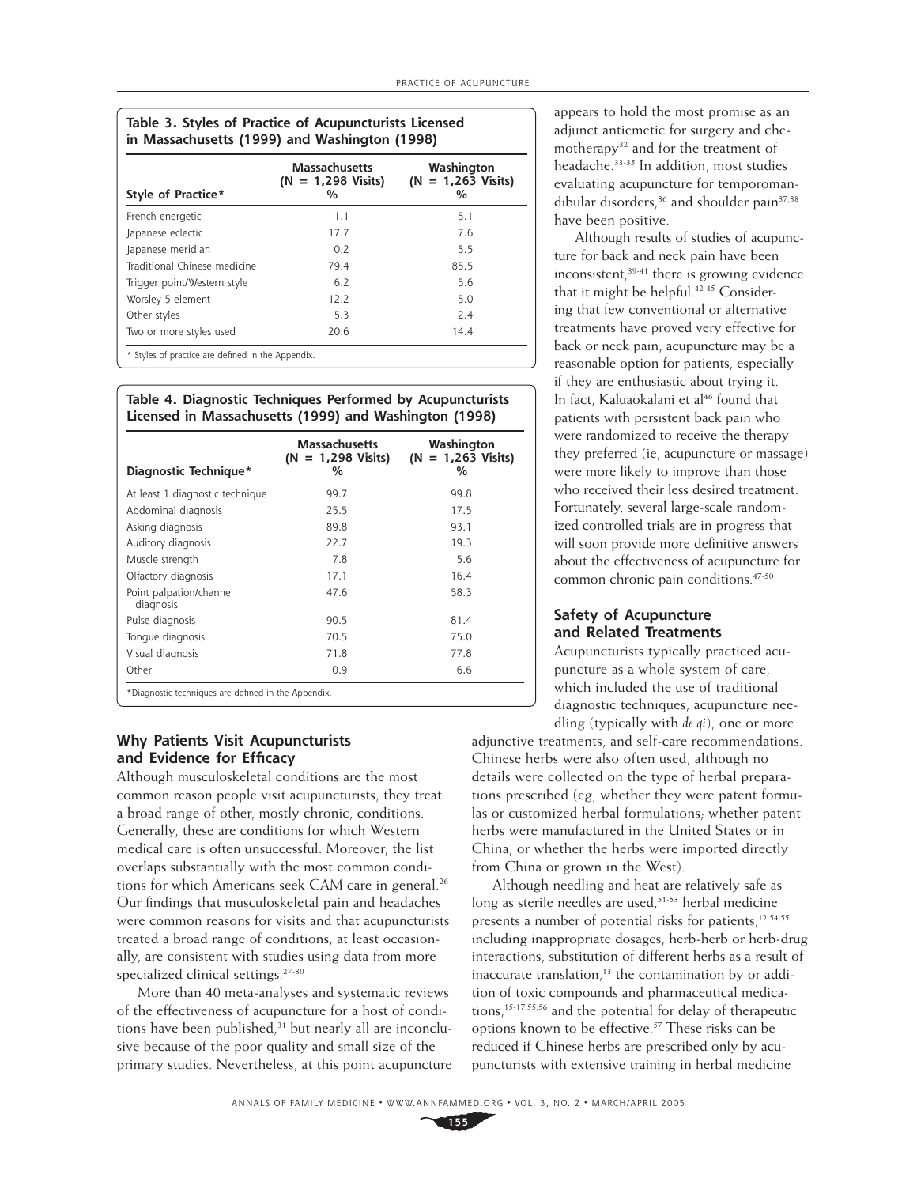**Table 3. Styles of Practice of Acupuncturists Licensed in Massachusetts (1999) and Washington (1998)**

| Style of Practice* | Massachusetts (N = 1,298 Visits) % | Washington (N = 1,263 Visits) % |
|---|---|---|
| French energetic | 1.1 | 5.1 |
| Japanese eclectic | 17.7 | 7.6 |
| Japanese meridian | 0.2 | 5.5 |
| Traditional Chinese medicine | 79.4 | 85.5 |
| Trigger point/Western style | 6.2 | 5.6 |
| Worsley 5 element | 12.2 | 5.0 |
| Other styles | 5.3 | 2.4 |
| Two or more styles used | 20.6 | 14.4 |

* Styles of practice are defined in the Appendix.

**Table 4. Diagnostic Techniques Performed by Acupuncturists Licensed in Massachusetts (1999) and Washington (1998)**

| Diagnostic Technique* | Massachusetts (N = 1,298 Visits) % | Washington (N = 1,263 Visits) % |
|---|---|---|
| At least 1 diagnostic technique | 99.7 | 99.8 |
| Abdominal diagnosis | 25.5 | 17.5 |
| Asking diagnosis | 89.8 | 93.1 |
| Auditory diagnosis | 22.7 | 19.3 |
| Muscle strength | 7.8 | 5.6 |
| Olfactory diagnosis | 17.1 | 16.4 |
| Point palpation/channel diagnosis | 47.6 | 58.3 |
| Pulse diagnosis | 90.5 | 81.4 |
| Tongue diagnosis | 70.5 | 75.0 |
| Visual diagnosis | 71.8 | 77.8 |
| Other | 0.9 | 6.6 |

*Diagnostic techniques are defined in the Appendix.

## Why Patients Visit Acupuncturists and Evidence for Efficacy

Although musculoskeletal conditions are the most common reason people visit acupuncturists, they treat a broad range of other, mostly chronic, conditions. Generally, these are conditions for which Western medical care is often unsuccessful. Moreover, the list overlaps substantially with the most common conditions for which Americans seek CAM care in general.[26] Our findings that musculoskeletal pain and headaches were common reasons for visits and that acupuncturists treated a broad range of conditions, at least occasionally, are consistent with studies using data from more specialized clinical settings.[27-30]

More than 40 meta-analyses and systematic reviews of the effectiveness of acupuncture for a host of conditions have been published,[31] but nearly all are inconclusive because of the poor quality and small size of the primary studies. Nevertheless, at this point acupuncture appears to hold the most promise as an adjunct antiemetic for surgery and chemotherapy[32] and for the treatment of headache.[33-35] In addition, most studies evaluating acupuncture for temporomandibular disorders,[36] and shoulder pain[37,38] have been positive.

Although results of studies of acupuncture for back and neck pain have been inconsistent,[39-41] there is growing evidence that it might be helpful.[42-45] Considering that few conventional or alternative treatments have proved very effective for back or neck pain, acupuncture may be a reasonable option for patients, especially if they are enthusiastic about trying it. In fact, Kaluaokalani et al[46] found that patients with persistent back pain who were randomized to receive the therapy they preferred (ie, acupuncture or massage) were more likely to improve than those who received their less desired treatment. Fortunately, several large-scale randomized controlled trials are in progress that will soon provide more definitive answers about the effectiveness of acupuncture for common chronic pain conditions.[47-50]

## Safety of Acupuncture and Related Treatments

Acupuncturists typically practiced acupuncture as a whole system of care, which included the use of traditional diagnostic techniques, acupuncture needling (typically with *de qi*), one or more adjunctive treatments, and self-care recommendations. Chinese herbs were also often used, although no details were collected on the type of herbal preparations prescribed (eg, whether they were patent formulas or customized herbal formulations; whether patent herbs were manufactured in the United States or in China, or whether the herbs were imported directly from China or grown in the West).

Although needling and heat are relatively safe as long as sterile needles are used,[51-53] herbal medicine presents a number of potential risks for patients,[12,54,55] including inappropriate dosages, herb-herb or herb-drug interactions, substitution of different herbs as a result of inaccurate translation,[13] the contamination by or addition of toxic compounds and pharmaceutical medications,[15-17,55,56] and the potential for delay of therapeutic options known to be effective.[57] These risks can be reduced if Chinese herbs are prescribed only by acupuncturists with extensive training in herbal medicine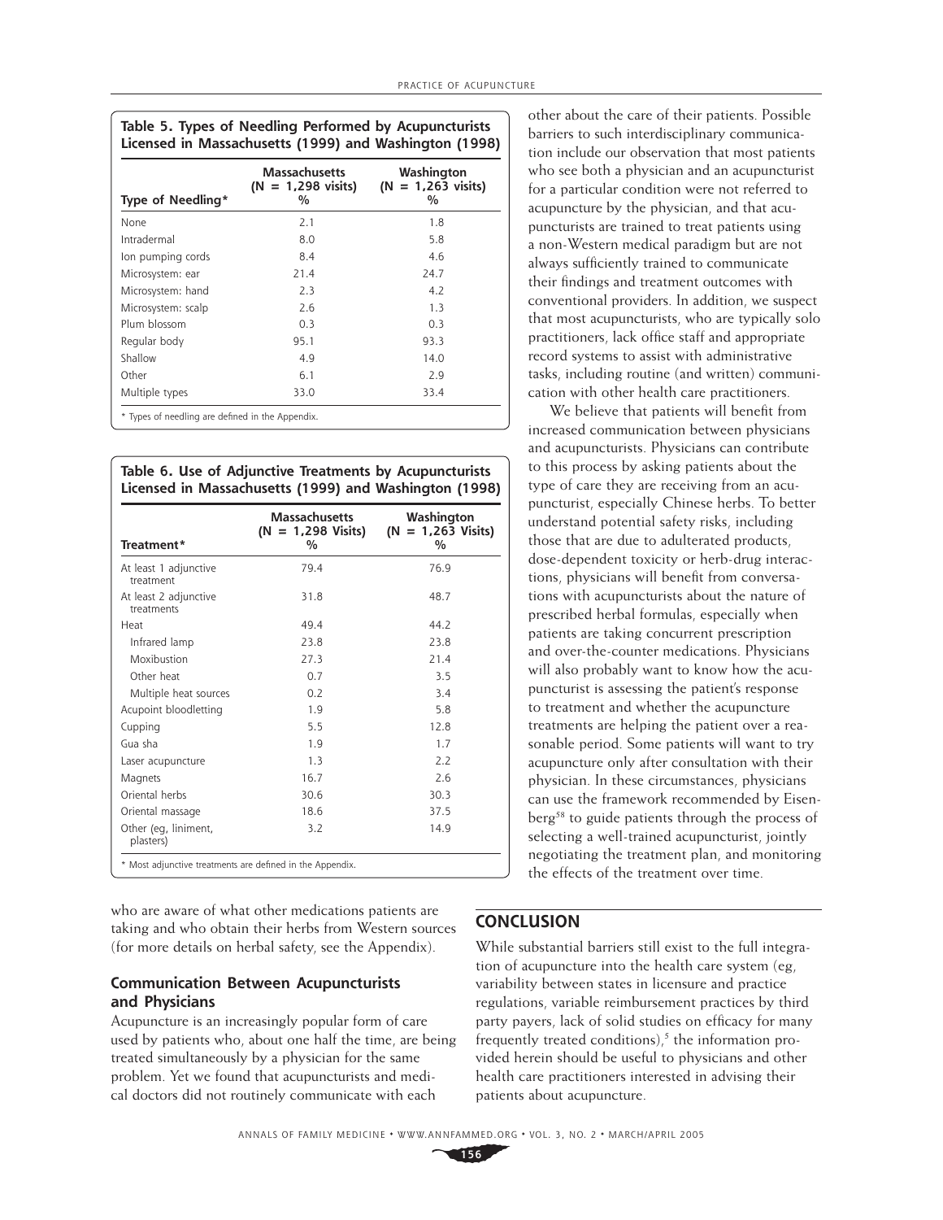**Table 5. Types of Needling Performed by Acupuncturists Licensed in Massachusetts (1999) and Washington (1998)**

| Type of Needling* | Massachusetts (N = 1,298 visits) % | Washington (N = 1,263 visits) % |
|---|---|---|
| None | 2.1 | 1.8 |
| Intradermal | 8.0 | 5.8 |
| Ion pumping cords | 8.4 | 4.6 |
| Microsystem: ear | 21.4 | 24.7 |
| Microsystem: hand | 2.3 | 4.2 |
| Microsystem: scalp | 2.6 | 1.3 |
| Plum blossom | 0.3 | 0.3 |
| Regular body | 95.1 | 93.3 |
| Shallow | 4.9 | 14.0 |
| Other | 6.1 | 2.9 |
| Multiple types | 33.0 | 33.4 |

\* Types of needling are defined in the Appendix.

**Table 6. Use of Adjunctive Treatments by Acupuncturists Licensed in Massachusetts (1999) and Washington (1998)**

| Treatment* | Massachusetts (N = 1,298 Visits) % | Washington (N = 1,263 Visits) % |
|---|---|---|
| At least 1 adjunctive treatment | 79.4 | 76.9 |
| At least 2 adjunctive treatments | 31.8 | 48.7 |
| Heat | 49.4 | 44.2 |
| Infrared lamp | 23.8 | 23.8 |
| Moxibustion | 27.3 | 21.4 |
| Other heat | 0.7 | 3.5 |
| Multiple heat sources | 0.2 | 3.4 |
| Acupoint bloodletting | 1.9 | 5.8 |
| Cupping | 5.5 | 12.8 |
| Gua sha | 1.9 | 1.7 |
| Laser acupuncture | 1.3 | 2.2 |
| Magnets | 16.7 | 2.6 |
| Oriental herbs | 30.6 | 30.3 |
| Oriental massage | 18.6 | 37.5 |
| Other (eg, liniment, plasters) | 3.2 | 14.9 |

\* Most adjunctive treatments are defined in the Appendix.

who are aware of what other medications patients are taking and who obtain their herbs from Western sources (for more details on herbal safety, see the Appendix).

### Communication Between Acupuncturists and Physicians

Acupuncture is an increasingly popular form of care used by patients who, about one half the time, are being treated simultaneously by a physician for the same problem. Yet we found that acupuncturists and medical doctors did not routinely communicate with each other about the care of their patients. Possible barriers to such interdisciplinary communication include our observation that most patients who see both a physician and an acupuncturist for a particular condition were not referred to acupuncture by the physician, and that acupuncturists are trained to treat patients using a non-Western medical paradigm but are not always sufficiently trained to communicate their findings and treatment outcomes with conventional providers. In addition, we suspect that most acupuncturists, who are typically solo practitioners, lack office staff and appropriate record systems to assist with administrative tasks, including routine (and written) communication with other health care practitioners.

We believe that patients will benefit from increased communication between physicians and acupuncturists. Physicians can contribute to this process by asking patients about the type of care they are receiving from an acupuncturist, especially Chinese herbs. To better understand potential safety risks, including those that are due to adulterated products, dose-dependent toxicity or herb-drug interactions, physicians will benefit from conversations with acupuncturists about the nature of prescribed herbal formulas, especially when patients are taking concurrent prescription and over-the-counter medications. Physicians will also probably want to know how the acupuncturist is assessing the patient's response to treatment and whether the acupuncture treatments are helping the patient over a reasonable period. Some patients will want to try acupuncture only after consultation with their physician. In these circumstances, physicians can use the framework recommended by Eisenberg[58] to guide patients through the process of selecting a well-trained acupuncturist, jointly negotiating the treatment plan, and monitoring the effects of the treatment over time.

## CONCLUSION

While substantial barriers still exist to the full integration of acupuncture into the health care system (eg, variability between states in licensure and practice regulations, variable reimbursement practices by third party payers, lack of solid studies on efficacy for many frequently treated conditions),[5] the information provided herein should be useful to physicians and other health care practitioners interested in advising their patients about acupuncture.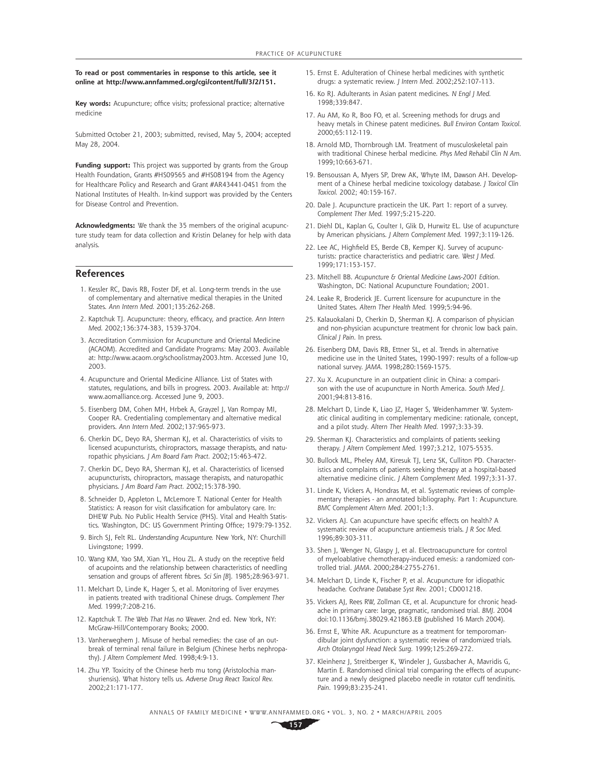**To read or post commentaries in response to this article, see it online at http://www.annfammed.org/cgi/content/full/3/2/151.**

**Key words:** Acupuncture; office visits; professional practice; alternative medicine

Submitted October 21, 2003; submitted, revised, May 5, 2004; accepted May 28, 2004.

**Funding support:** This project was supported by grants from the Group Health Foundation, Grants #HS09565 and #HS08194 from the Agency for Healthcare Policy and Research and Grant #AR43441-04S1 from the National Institutes of Health. In-kind support was provided by the Centers for Disease Control and Prevention.

**Acknowledgments:** We thank the 35 members of the original acupuncture study team for data collection and Kristin Delaney for help with data analysis.

## References

1. Kessler RC, Davis RB, Foster DF, et al. Long-term trends in the use of complementary and alternative medical therapies in the United States. *Ann Intern Med.* 2001;135:262-268.
2. Kaptchuk TJ. Acupuncture: theory, efficacy, and practice. *Ann Intern Med.* 2002;136:374-383, 1539-3704.
3. Accreditation Commission for Acupuncture and Oriental Medicine (ACAOM). Accredited and Candidate Programs: May 2003. Available at: http://www.acaom.org/schoolistmay2003.htm. Accessed June 10, 2003.
4. Acupuncture and Oriental Medicine Alliance. List of States with statutes, regulations, and bills in progress. 2003. Available at: http://www.aomalliance.org. Accessed June 9, 2003.
5. Eisenberg DM, Cohen MH, Hrbek A, Grayzel J, Van Rompay MI, Cooper RA. Credentialing complementary and alternative medical providers. *Ann Intern Med.* 2002;137:965-973.
6. Cherkin DC, Deyo RA, Sherman KJ, et al. Characteristics of visits to licensed acupuncturists, chiropractors, massage therapists, and naturopathic physicians. *J Am Board Fam Pract.* 2002;15:463-472.
7. Cherkin DC, Deyo RA, Sherman KJ, et al. Characteristics of licensed acupuncturists, chiropractors, massage therapists, and naturopathic physicians. *J Am Board Fam Pract.* 2002;15:378-390.
8. Schneider D, Appleton L, McLemore T. National Center for Health Statistics: A reason for visit classification for ambulatory care. In: DHEW Pub. No Public Health Service (PHS). Vital and Health Statistics. Washington, DC: US Government Printing Office; 1979:79-1352.
9. Birch SJ, Felt RL. *Understanding Acupuncture.* New York, NY: Churchill Livingstone; 1999.
10. Wang KM, Yao SM, Xian YL, Hou ZL. A study on the receptive field of acupoints and the relationship between characteristics of needling sensation and groups of afferent fibres. *Sci Sin [B]*. 1985;28:963-971.
11. Melchart D, Linde K, Hager S, et al. Monitoring of liver enzymes in patients treated with traditional Chinese drugs. *Complement Ther Med.* 1999;7:208-216.
12. Kaptchuk T. *The Web That Has no Weaver.* 2nd ed. New York, NY: McGraw-Hill/Contemporary Books; 2000.
13. Vanherweghem J. Misuse of herbal remedies: the case of an outbreak of terminal renal failure in Belgium (Chinese herbs nephropathy). *J Altern Complement Med.* 1998;4:9-13.
14. Zhu YP. Toxicity of the Chinese herb mu tong (Aristolochia manshuriensis). What history tells us. *Adverse Drug React Toxicol Rev.* 2002;21:171-177.
15. Ernst E. Adulteration of Chinese herbal medicines with synthetic drugs: a systematic review. *J Intern Med.* 2002;252:107-113.
16. Ko RJ. Adulterants in Asian patent medicines. *N Engl J Med.* 1998;339:847.
17. Au AM, Ko R, Boo FO, et al. Screening methods for drugs and heavy metals in Chinese patent medicines. *Bull Environ Contam Toxicol.* 2000;65:112-119.
18. Arnold MD, Thornbrough LM. Treatment of musculoskeletal pain with traditional Chinese herbal medicine. *Phys Med Rehabil Clin N Am.* 1999;10:663-671.
19. Bensoussan A, Myers SP, Drew AK, Whyte IM, Dawson AH. Development of a Chinese herbal medicine toxicology database. *J Toxicol Clin Toxicol.* 2002; 40:159-167.
20. Dale J. Acupuncture practicein the UK. Part 1: report of a survey. *Complement Ther Med.* 1997;5:215-220.
21. Diehl DL, Kaplan G, Coulter I, Glik D, Hurwitz EL. Use of acupuncture by American physicians. *J Altern Complement Med.* 1997;3:119-126.
22. Lee AC, Highfield ES, Berde CB, Kemper KJ. Survey of acupuncturists: practice characteristics and pediatric care. *West J Med.* 1999;171:153-157.
23. Mitchell BB. *Acupuncture & Oriental Medicine Laws-2001 Edition.* Washington, DC: National Acupuncture Foundation; 2001.
24. Leake R, Broderick JE. Current licensure for acupuncture in the United States. *Altern Ther Health Med.* 1999;5:94-96.
25. Kalauokalani D, Cherkin D, Sherman KJ. A comparison of physician and non-physician acupuncture treatment for chronic low back pain. *Clinical J Pain.* In press.
26. Eisenberg DM, Davis RB, Ettner SL, et al. Trends in alternative medicine use in the United States, 1990-1997: results of a follow-up national survey. *JAMA.* 1998;280:1569-1575.
27. Xu X. Acupuncture in an outpatient clinic in China: a comparison with the use of acupuncture in North America. *South Med J.* 2001;94:813-816.
28. Melchart D, Linde K, Liao JZ, Hager S, Weidenhammer W. Systematic clinical auditing in complementary medicine: rationale, concept, and a pilot study. *Altern Ther Health Med.* 1997;3:33-39.
29. Sherman KJ. Characteristics and complaints of patients seeking therapy. *J Altern Complement Med.* 1997;3.212, 1075-5535.
30. Bullock ML, Pheley AM, Kiresuk TJ, Lenz SK, Culliton PD. Characteristics and complaints of patients seeking therapy at a hospital-based alternative medicine clinic. *J Altern Complement Med.* 1997;3:31-37.
31. Linde K, Vickers A, Hondras M, et al. Systematic reviews of complementary therapies - an annotated bibliography. Part 1: Acupuncture. *BMC Complement Altern Med.* 2001;1:3.
32. Vickers AJ. Can acupuncture have specific effects on health? A systematic review of acupuncture antiemesis trials. *J R Soc Med.* 1996;89:303-311.
33. Shen J, Wenger N, Glaspy J, et al. Electroacupuncture for control of myeloablative chemotherapy-induced emesis: a randomized controlled trial. *JAMA.* 2000;284:2755-2761.
34. Melchart D, Linde K, Fischer P, et al. Acupuncture for idiopathic headache. *Cochrane Database Syst Rev.* 2001; CD001218.
35. Vickers AJ, Rees RW, Zollman CE, et al. Acupuncture for chronic headache in primary care: large, pragmatic, randomised trial. *BMJ.* 2004 doi:10.1136/bmj.38029.421863.EB (published 16 March 2004).
36. Ernst E, White AR. Acupuncture as a treatment for temporomandibular joint dysfunction: a systematic review of randomized trials. *Arch Otolaryngol Head Neck Surg.* 1999;125:269-272.
37. Kleinhenz J, Streitberger K, Windeler J, Gussbacher A, Mavridis G, Martin E. Randomised clinical trial comparing the effects of acupuncture and a newly designed placebo needle in rotator cuff tendinitis. *Pain.* 1999;83:235-241.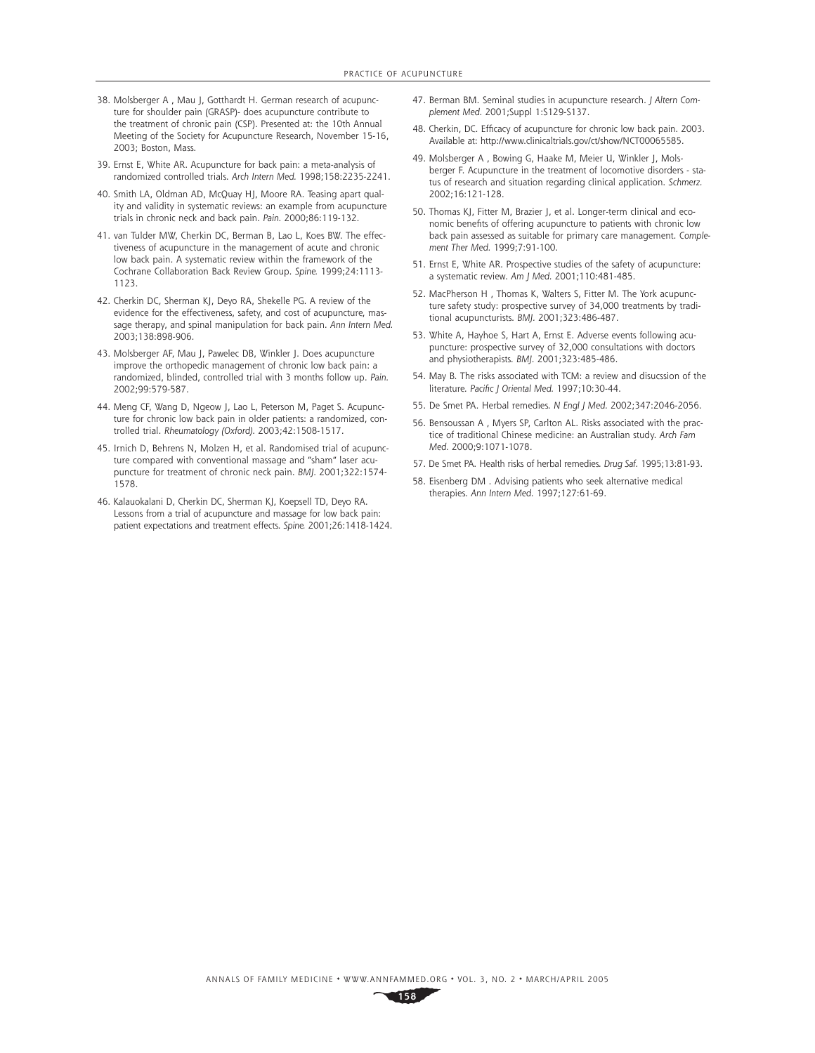38. Molsberger A , Mau J, Gotthardt H. German research of acupuncture for shoulder pain (GRASP)- does acupuncture contribute to the treatment of chronic pain (CSP). Presented at: the 10th Annual Meeting of the Society for Acupuncture Research, November 15-16, 2003; Boston, Mass.

39. Ernst E, White AR. Acupuncture for back pain: a meta-analysis of randomized controlled trials. *Arch Intern Med.* 1998;158:2235-2241.

40. Smith LA, Oldman AD, McQuay HJ, Moore RA. Teasing apart quality and validity in systematic reviews: an example from acupuncture trials in chronic neck and back pain. *Pain.* 2000;86:119-132.

41. van Tulder MW, Cherkin DC, Berman B, Lao L, Koes BW. The effectiveness of acupuncture in the management of acute and chronic low back pain. A systematic review within the framework of the Cochrane Collaboration Back Review Group. *Spine.* 1999;24:1113-1123.

42. Cherkin DC, Sherman KJ, Deyo RA, Shekelle PG. A review of the evidence for the effectiveness, safety, and cost of acupuncture, massage therapy, and spinal manipulation for back pain. *Ann Intern Med.* 2003;138:898-906.

43. Molsberger AF, Mau J, Pawelec DB, Winkler J. Does acupuncture improve the orthopedic management of chronic low back pain: a randomized, blinded, controlled trial with 3 months follow up. *Pain.* 2002;99:579-587.

44. Meng CF, Wang D, Ngeow J, Lao L, Peterson M, Paget S. Acupuncture for chronic low back pain in older patients: a randomized, controlled trial. *Rheumatology (Oxford).* 2003;42:1508-1517.

45. Irnich D, Behrens N, Molzen H, et al. Randomised trial of acupuncture compared with conventional massage and "sham" laser acupuncture for treatment of chronic neck pain. *BMJ.* 2001;322:1574-1578.

46. Kalauokalani D, Cherkin DC, Sherman KJ, Koepsell TD, Deyo RA. Lessons from a trial of acupuncture and massage for low back pain: patient expectations and treatment effects. *Spine.* 2001;26:1418-1424.

47. Berman BM. Seminal studies in acupuncture research. *J Altern Complement Med.* 2001;Suppl 1:S129-S137.

48. Cherkin, DC. Efficacy of acupuncture for chronic low back pain. 2003. Available at: http://www.clinicaltrials.gov/ct/show/NCT00065585.

49. Molsberger A , Bowing G, Haake M, Meier U, Winkler J, Molsberger F. Acupuncture in the treatment of locomotive disorders - status of research and situation regarding clinical application. *Schmerz.* 2002;16:121-128.

50. Thomas KJ, Fitter M, Brazier J, et al. Longer-term clinical and economic benefits of offering acupuncture to patients with chronic low back pain assessed as suitable for primary care management. *Complement Ther Med.* 1999;7:91-100.

51. Ernst E, White AR. Prospective studies of the safety of acupuncture: a systematic review. *Am J Med.* 2001;110:481-485.

52. MacPherson H , Thomas K, Walters S, Fitter M. The York acupuncture safety study: prospective survey of 34,000 treatments by traditional acupuncturists. *BMJ.* 2001;323:486-487.

53. White A, Hayhoe S, Hart A, Ernst E. Adverse events following acupuncture: prospective survey of 32,000 consultations with doctors and physiotherapists. *BMJ.* 2001;323:485-486.

54. May B. The risks associated with TCM: a review and disucssion of the literature. *Pacific J Oriental Med.* 1997;10:30-44.

55. De Smet PA. Herbal remedies. *N Engl J Med.* 2002;347:2046-2056.

56. Bensoussan A , Myers SP, Carlton AL. Risks associated with the practice of traditional Chinese medicine: an Australian study. *Arch Fam Med.* 2000;9:1071-1078.

57. De Smet PA. Health risks of herbal remedies. *Drug Saf.* 1995;13:81-93.

58. Eisenberg DM . Advising patients who seek alternative medical therapies. *Ann Intern Med.* 1997;127:61-69.